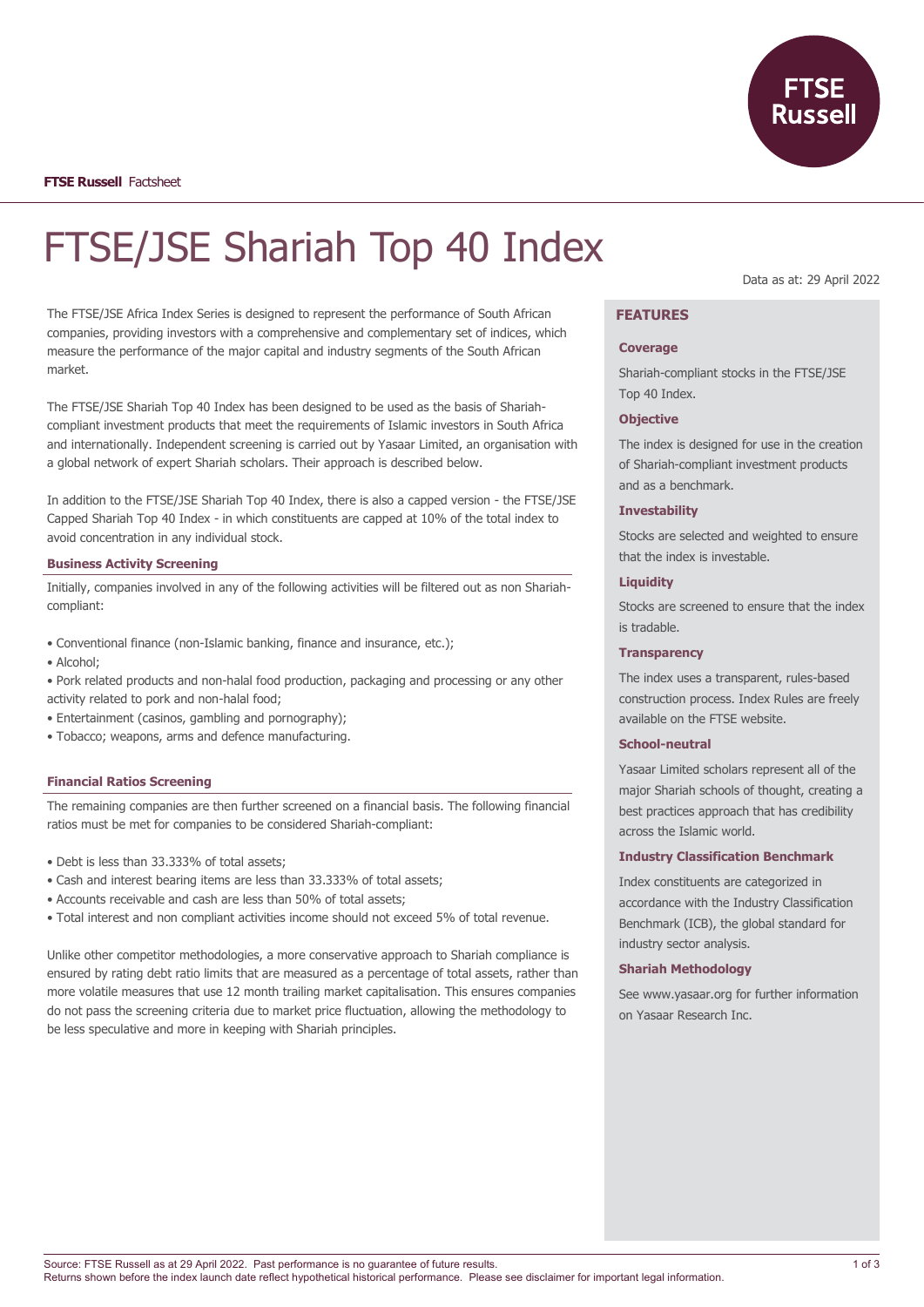**FTSE Russell** Factsheet

# FTSE/JSE Shariah Top 40 Index

Data as at: 29 April 2022

The FTSE/JSE Africa Index Series is designed to represent the performance of South African companies, providing investors with a comprehensive and complementary set of indices, which measure the performance of the major capital and industry segments of the South African market.

The FTSE/JSE Shariah Top 40 Index has been designed to be used as the basis of Shariah-compliant investment products that meet the requirements of Islamic investors in South Africa and internationally. Independent screening is carried out by Yasaar Limited, an organisation with a global network of expert Shariah scholars. Their approach is described below.

In addition to the FTSE/JSE Shariah Top 40 Index, there is also a capped version - the FTSE/JSE Capped Shariah Top 40 Index - in which constituents are capped at 10% of the total index to avoid concentration in any individual stock.

### Business Activity Screening

Initially, companies involved in any of the following activities will be filtered out as non Shariah-compliant:

- Conventional finance (non-Islamic banking, finance and insurance, etc.);
- Alcohol;
- Pork related products and non-halal food production, packaging and processing or any other activity related to pork and non-halal food;
- Entertainment (casinos, gambling and pornography);
- Tobacco; weapons, arms and defence manufacturing.

### Financial Ratios Screening

The remaining companies are then further screened on a financial basis. The following financial ratios must be met for companies to be considered Shariah-compliant:

- Debt is less than 33.333% of total assets;
- Cash and interest bearing items are less than 33.333% of total assets;
- Accounts receivable and cash are less than 50% of total assets;
- Total interest and non compliant activities income should not exceed 5% of total revenue.

Unlike other competitor methodologies, a more conservative approach to Shariah compliance is ensured by rating debt ratio limits that are measured as a percentage of total assets, rather than more volatile measures that use 12 month trailing market capitalisation. This ensures companies do not pass the screening criteria due to market price fluctuation, allowing the methodology to be less speculative and more in keeping with Shariah principles.

## FEATURES

### Coverage

Shariah-compliant stocks in the FTSE/JSE Top 40 Index.

### Objective

The index is designed for use in the creation of Shariah-compliant investment products and as a benchmark.

### Investability

Stocks are selected and weighted to ensure that the index is investable.

### Liquidity

Stocks are screened to ensure that the index is tradable.

### Transparency

The index uses a transparent, rules-based construction process. Index Rules are freely available on the FTSE website.

### School-neutral

Yasaar Limited scholars represent all of the major Shariah schools of thought, creating a best practices approach that has credibility across the Islamic world.

### Industry Classification Benchmark

Index constituents are categorized in accordance with the Industry Classification Benchmark (ICB), the global standard for industry sector analysis.

### Shariah Methodology

See www.yasaar.org for further information on Yasaar Research Inc.

Source: FTSE Russell as at 29 April 2022. Past performance is no guarantee of future results.
Returns shown before the index launch date reflect hypothetical historical performance. Please see disclaimer for important legal information.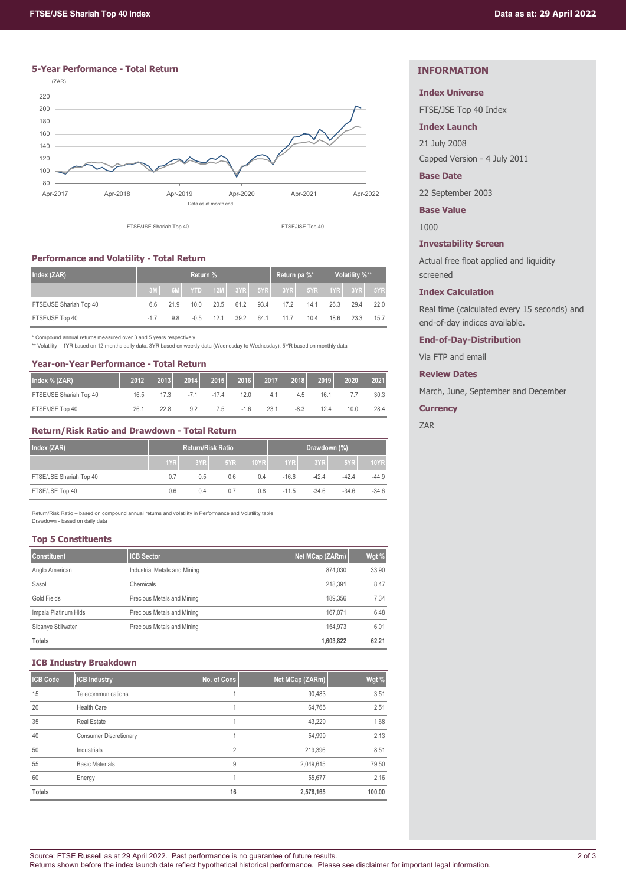## 5-Year Performance - Total Return

(ZAR)

Data as at month end

FTSE/JSE Shariah Top 40 — FTSE/JSE Top 40

## Performance and Volatility - Total Return

| Index (ZAR) | Return % | | | | | | Return pa %* | | Volatility %** | | |
|---|---|---|---|---|---|---|---|---|---|---|---|
| | 3M | 6M | YTD | 12M | 3YR | 5YR | 3YR | 5YR | 1YR | 3YR | 5YR |
| FTSE/JSE Shariah Top 40 | 6.6 | 21.9 | 10.0 | 20.5 | 61.2 | 93.4 | 17.2 | 14.1 | 26.3 | 29.4 | 22.0 |
| FTSE/JSE Top 40 | -1.7 | 9.8 | -0.5 | 12.1 | 39.2 | 64.1 | 11.7 | 10.4 | 18.6 | 23.3 | 15.7 |

\* Compound annual returns measured over 3 and 5 years respectively

\*\* Volatility – 1YR based on 12 months daily data. 3YR based on weekly data (Wednesday to Wednesday). 5YR based on monthly data

## Year-on-Year Performance - Total Return

| Index % (ZAR) | 2012 | 2013 | 2014 | 2015 | 2016 | 2017 | 2018 | 2019 | 2020 | 2021 |
|---|---|---|---|---|---|---|---|---|---|---|
| FTSE/JSE Shariah Top 40 | 16.5 | 17.3 | -7.1 | -17.4 | 12.0 | 4.1 | 4.5 | 16.1 | 7.7 | 30.3 |
| FTSE/JSE Top 40 | 26.1 | 22.8 | 9.2 | 7.5 | -1.6 | 23.1 | -8.3 | 12.4 | 10.0 | 28.4 |

## Return/Risk Ratio and Drawdown - Total Return

| Index (ZAR) | Return/Risk Ratio | | | | Drawdown (%) | | | |
|---|---|---|---|---|---|---|---|---|
| | 1YR | 3YR | 5YR | 10YR | 1YR | 3YR | 5YR | 10YR |
| FTSE/JSE Shariah Top 40 | 0.7 | 0.5 | 0.6 | 0.4 | -16.6 | -42.4 | -42.4 | -44.9 |
| FTSE/JSE Top 40 | 0.6 | 0.4 | 0.7 | 0.8 | -11.5 | -34.6 | -34.6 | -34.6 |

Return/Risk Ratio – based on compound annual returns and volatility in Performance and Volatility table

Drawdown - based on daily data

## Top 5 Constituents

| Constituent | ICB Sector | Net MCap (ZARm) | Wgt % |
|---|---|---|---|
| Anglo American | Industrial Metals and Mining | 874,030 | 33.90 |
| Sasol | Chemicals | 218,391 | 8.47 |
| Gold Fields | Precious Metals and Mining | 189,356 | 7.34 |
| Impala Platinum Hlds | Precious Metals and Mining | 167,071 | 6.48 |
| Sibanye Stillwater | Precious Metals and Mining | 154,973 | 6.01 |
| **Totals** | | **1,603,822** | **62.21** |

## ICB Industry Breakdown

| ICB Code | ICB Industry | No. of Cons | Net MCap (ZARm) | Wgt % |
|---|---|---|---|---|
| 15 | Telecommunications | 1 | 90,483 | 3.51 |
| 20 | Health Care | 1 | 64,765 | 2.51 |
| 35 | Real Estate | 1 | 43,229 | 1.68 |
| 40 | Consumer Discretionary | 1 | 54,999 | 2.13 |
| 50 | Industrials | 2 | 219,396 | 8.51 |
| 55 | Basic Materials | 9 | 2,049,615 | 79.50 |
| 60 | Energy | 1 | 55,677 | 2.16 |
| **Totals** | | **16** | **2,578,165** | **100.00** |

## INFORMATION

**Index Universe**

FTSE/JSE Top 40 Index

**Index Launch**

21 July 2008

Capped Version - 4 July 2011

**Base Date**

22 September 2003

**Base Value**

1000

**Investability Screen**

Actual free float applied and liquidity screened

**Index Calculation**

Real time (calculated every 15 seconds) and end-of-day indices available.

**End-of-Day-Distribution**

Via FTP and email

**Review Dates**

March, June, September and December

**Currency**

ZAR

Source: FTSE Russell as at 29 April 2022. Past performance is no guarantee of future results.
Returns shown before the index launch date reflect hypothetical historical performance. Please see disclaimer for important legal information.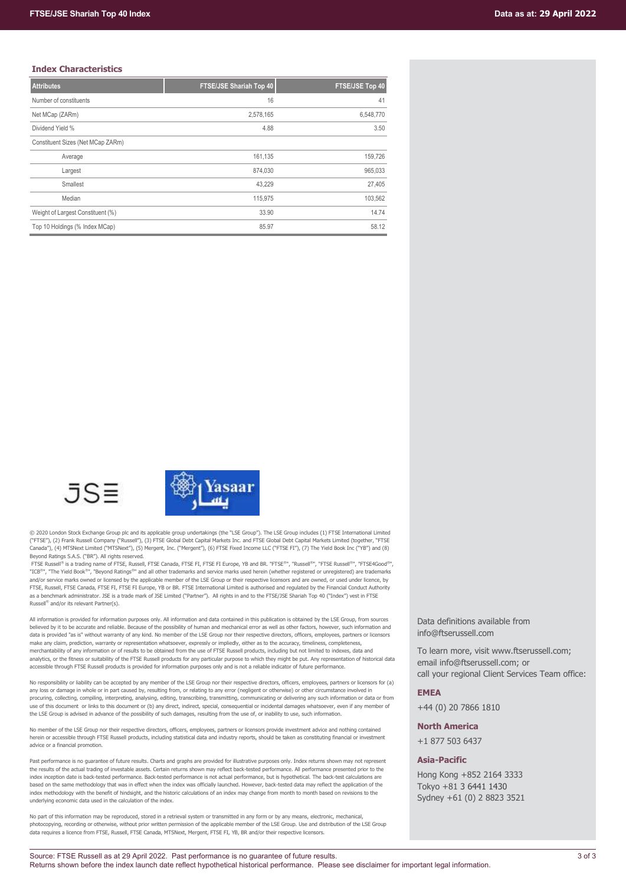## Index Characteristics

| Attributes | FTSE/JSE Shariah Top 40 | FTSE/JSE Top 40 |
|---|---|---|
| Number of constituents | 16 | 41 |
| Net MCap (ZARm) | 2,578,165 | 6,548,770 |
| Dividend Yield % | 4.88 | 3.50 |
| Constituent Sizes (Net MCap ZARm) | | |
| Average | 161,135 | 159,726 |
| Largest | 874,030 | 965,033 |
| Smallest | 43,229 | 27,405 |
| Median | 115,975 | 103,562 |
| Weight of Largest Constituent (%) | 33.90 | 14.74 |
| Top 10 Holdings (% Index MCap) | 85.97 | 58.12 |

JSE

Yasaar
يسار

© 2020 London Stock Exchange Group plc and its applicable group undertakings (the "LSE Group"). The LSE Group includes (1) FTSE International Limited ("FTSE"), (2) Frank Russell Company ("Russell"), (3) FTSE Global Debt Capital Markets Inc. and FTSE Global Debt Capital Markets Limited (together, "FTSE Canada"), (4) MTSNext Limited ("MTSNext"), (5) Mergent, Inc. ("Mergent"), (6) FTSE Fixed Income LLC ("FTSE FI"), (7) The Yield Book Inc ("YB") and (8) Beyond Ratings S.A.S. ("BR"). All rights reserved.

FTSE Russell® is a trading name of FTSE, Russell, FTSE Canada, FTSE FI, FTSE FI Europe, YB and BR. "FTSE®", "Russell®", "FTSE Russell®", "FTSE4Good®", "ICB®", "The Yield Book®", "Beyond Ratings®" and all other trademarks and service marks used herein (whether registered or unregistered) are trademarks and/or service marks owned or licensed by the applicable member of the LSE Group or their respective licensors and are owned, or used under licence, by FTSE, Russell, FTSE Canada, FTSE FI, FTSE FI Europe, YB or BR. FTSE International Limited is authorised and regulated by the Financial Conduct Authority as a benchmark administrator. JSE is a trade mark of JSE Limited ("Partner"). All rights in and to the FTSE/JSE Shariah Top 40 ("Index") vest in FTSE Russell® and/or its relevant Partner(s).

All information is provided for information purposes only. All information and data contained in this publication is obtained by the LSE Group, from sources believed by it to be accurate and reliable. Because of the possibility of human and mechanical error as well as other factors, however, such information and data is provided "as is" without warranty of any kind. No member of the LSE Group nor their respective directors, officers, employees, partners or licensors make any claim, prediction, warranty or representation whatsoever, expressly or impliedly, either as to the accuracy, timeliness, completeness, merchantability of any information or of results to be obtained from the use of FTSE Russell products, including but not limited to indexes, data and analytics, or the fitness or suitability of the FTSE Russell products for any particular purpose to which they might be put. Any representation of historical data accessible through FTSE Russell products is provided for information purposes only and is not a reliable indicator of future performance.

No responsibility or liability can be accepted by any member of the LSE Group nor their respective directors, officers, employees, partners or licensors for (a) any loss or damage in whole or in part caused by, resulting from, or relating to any error (negligent or otherwise) or other circumstance involved in procuring, collecting, compiling, interpreting, analysing, editing, transcribing, transmitting, communicating or delivering any such information or data or from use of this document or links to this document or (b) any direct, indirect, special, consequential or incidental damages whatsoever, even if any member of the LSE Group is advised in advance of the possibility of such damages, resulting from the use of, or inability to use, such information.

No member of the LSE Group nor their respective directors, officers, employees, partners or licensors provide investment advice and nothing contained herein or accessible through FTSE Russell products, including statistical data and industry reports, should be taken as constituting financial or investment advice or a financial promotion.

Past performance is no guarantee of future results. Charts and graphs are provided for illustrative purposes only. Index returns shown may not represent the results of the actual trading of investable assets. Certain returns shown may reflect back-tested performance. All performance presented prior to the index inception date is back-tested performance. Back-tested performance is not actual performance, but is hypothetical. The back-test calculations are based on the same methodology that was in effect when the index was officially launched. However, back-tested data may reflect the application of the index methodology with the benefit of hindsight, and the historic calculations of an index may change from month to month based on revisions to the underlying economic data used in the calculation of the index.

No part of this information may be reproduced, stored in a retrieval system or transmitted in any form or by any means, electronic, mechanical, photocopying, recording or otherwise, without prior written permission of the applicable member of the LSE Group. Use and distribution of the LSE Group data requires a licence from FTSE, Russell, FTSE Canada, MTSNext, Mergent, FTSE FI, YB, BR and/or their respective licensors.

Data definitions available from info@ftserussell.com

To learn more, visit www.ftserussell.com; email info@ftserussell.com; or call your regional Client Services Team office:

**EMEA**

+44 (0) 20 7866 1810

**North America**

+1 877 503 6437

**Asia-Pacific**

Hong Kong +852 2164 3333
Tokyo +81 3 6441 1430
Sydney +61 (0) 2 8823 3521

Source: FTSE Russell as at 29 April 2022. Past performance is no guarantee of future results.
Returns shown before the index launch date reflect hypothetical historical performance. Please see disclaimer for important legal information.